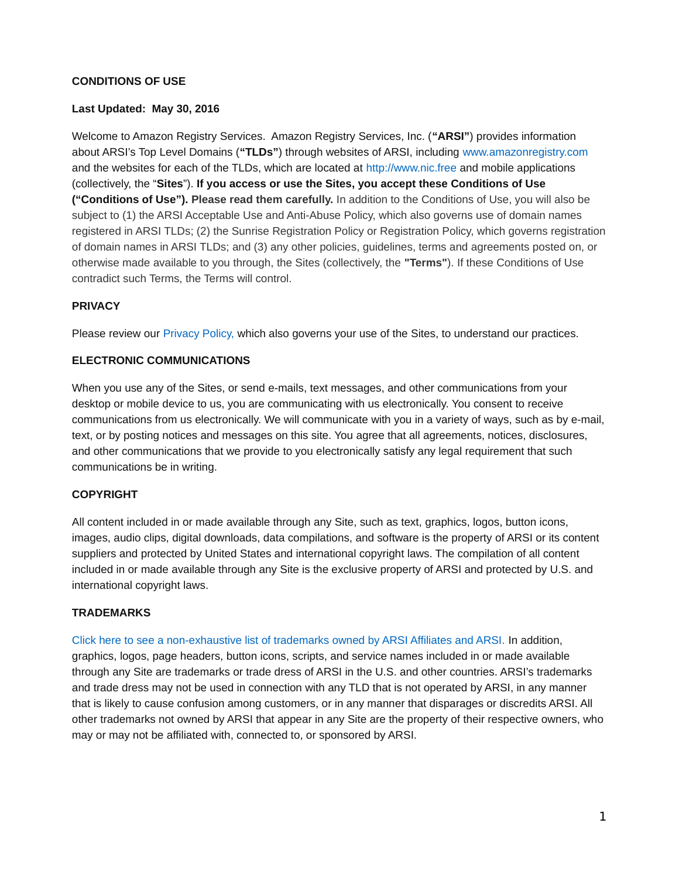## CONDITIONS OF USE

**Last Updated: May 30, 2016**

Welcome to Amazon Registry Services. Amazon Registry Services, Inc. (**"ARSI"**) provides information about ARSI's Top Level Domains (**"TLDs"**) through websites of ARSI, including www.amazonregistry.com and the websites for each of the TLDs, which are located at http://www.nic.free and mobile applications (collectively, the "**Sites**"). **If you access or use the Sites, you accept these Conditions of Use ("Conditions of Use"). Please read them carefully.** In addition to the Conditions of Use, you will also be subject to (1) the ARSI Acceptable Use and Anti-Abuse Policy, which also governs use of domain names registered in ARSI TLDs; (2) the Sunrise Registration Policy or Registration Policy, which governs registration of domain names in ARSI TLDs; and (3) any other policies, guidelines, terms and agreements posted on, or otherwise made available to you through, the Sites (collectively, the **"Terms"**). If these Conditions of Use contradict such Terms, the Terms will control.

### PRIVACY

Please review our Privacy Policy, which also governs your use of the Sites, to understand our practices.

### ELECTRONIC COMMUNICATIONS

When you use any of the Sites, or send e-mails, text messages, and other communications from your desktop or mobile device to us, you are communicating with us electronically. You consent to receive communications from us electronically. We will communicate with you in a variety of ways, such as by e-mail, text, or by posting notices and messages on this site. You agree that all agreements, notices, disclosures, and other communications that we provide to you electronically satisfy any legal requirement that such communications be in writing.

### COPYRIGHT

All content included in or made available through any Site, such as text, graphics, logos, button icons, images, audio clips, digital downloads, data compilations, and software is the property of ARSI or its content suppliers and protected by United States and international copyright laws. The compilation of all content included in or made available through any Site is the exclusive property of ARSI and protected by U.S. and international copyright laws.

### TRADEMARKS

Click here to see a non-exhaustive list of trademarks owned by ARSI Affiliates and ARSI. In addition, graphics, logos, page headers, button icons, scripts, and service names included in or made available through any Site are trademarks or trade dress of ARSI in the U.S. and other countries. ARSI's trademarks and trade dress may not be used in connection with any TLD that is not operated by ARSI, in any manner that is likely to cause confusion among customers, or in any manner that disparages or discredits ARSI. All other trademarks not owned by ARSI that appear in any Site are the property of their respective owners, who may or may not be affiliated with, connected to, or sponsored by ARSI.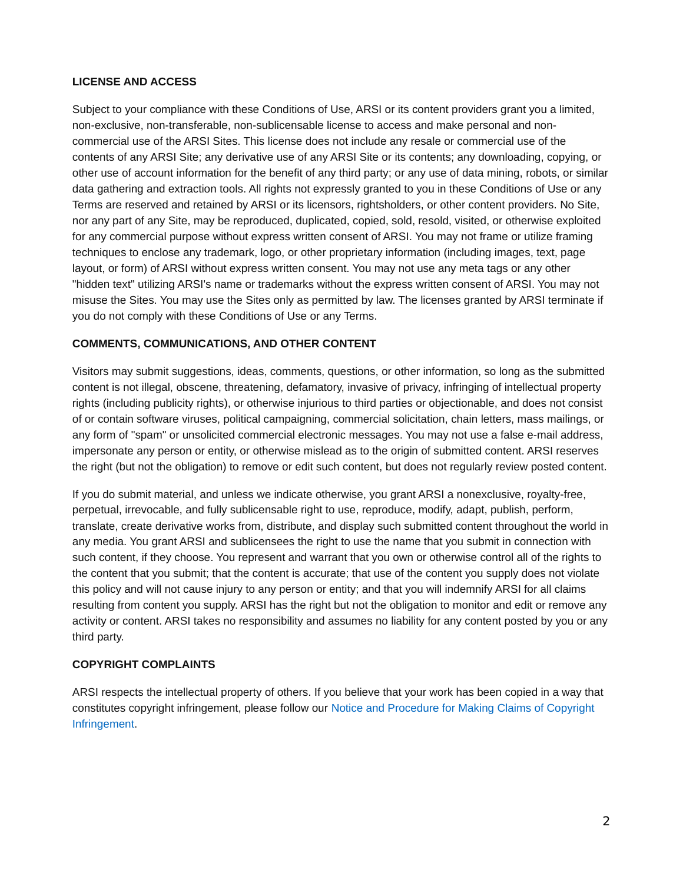**LICENSE AND ACCESS**

Subject to your compliance with these Conditions of Use, ARSI or its content providers grant you a limited, non-exclusive, non-transferable, non-sublicensable license to access and make personal and non-commercial use of the ARSI Sites. This license does not include any resale or commercial use of the contents of any ARSI Site; any derivative use of any ARSI Site or its contents; any downloading, copying, or other use of account information for the benefit of any third party; or any use of data mining, robots, or similar data gathering and extraction tools. All rights not expressly granted to you in these Conditions of Use or any Terms are reserved and retained by ARSI or its licensors, rightsholders, or other content providers. No Site, nor any part of any Site, may be reproduced, duplicated, copied, sold, resold, visited, or otherwise exploited for any commercial purpose without express written consent of ARSI. You may not frame or utilize framing techniques to enclose any trademark, logo, or other proprietary information (including images, text, page layout, or form) of ARSI without express written consent. You may not use any meta tags or any other "hidden text" utilizing ARSI's name or trademarks without the express written consent of ARSI. You may not misuse the Sites. You may use the Sites only as permitted by law. The licenses granted by ARSI terminate if you do not comply with these Conditions of Use or any Terms.

**COMMENTS, COMMUNICATIONS, AND OTHER CONTENT**

Visitors may submit suggestions, ideas, comments, questions, or other information, so long as the submitted content is not illegal, obscene, threatening, defamatory, invasive of privacy, infringing of intellectual property rights (including publicity rights), or otherwise injurious to third parties or objectionable, and does not consist of or contain software viruses, political campaigning, commercial solicitation, chain letters, mass mailings, or any form of "spam" or unsolicited commercial electronic messages. You may not use a false e-mail address, impersonate any person or entity, or otherwise mislead as to the origin of submitted content. ARSI reserves the right (but not the obligation) to remove or edit such content, but does not regularly review posted content.

If you do submit material, and unless we indicate otherwise, you grant ARSI a nonexclusive, royalty-free, perpetual, irrevocable, and fully sublicensable right to use, reproduce, modify, adapt, publish, perform, translate, create derivative works from, distribute, and display such submitted content throughout the world in any media. You grant ARSI and sublicensees the right to use the name that you submit in connection with such content, if they choose. You represent and warrant that you own or otherwise control all of the rights to the content that you submit; that the content is accurate; that use of the content you supply does not violate this policy and will not cause injury to any person or entity; and that you will indemnify ARSI for all claims resulting from content you supply. ARSI has the right but not the obligation to monitor and edit or remove any activity or content. ARSI takes no responsibility and assumes no liability for any content posted by you or any third party.

**COPYRIGHT COMPLAINTS**

ARSI respects the intellectual property of others. If you believe that your work has been copied in a way that constitutes copyright infringement, please follow our Notice and Procedure for Making Claims of Copyright Infringement.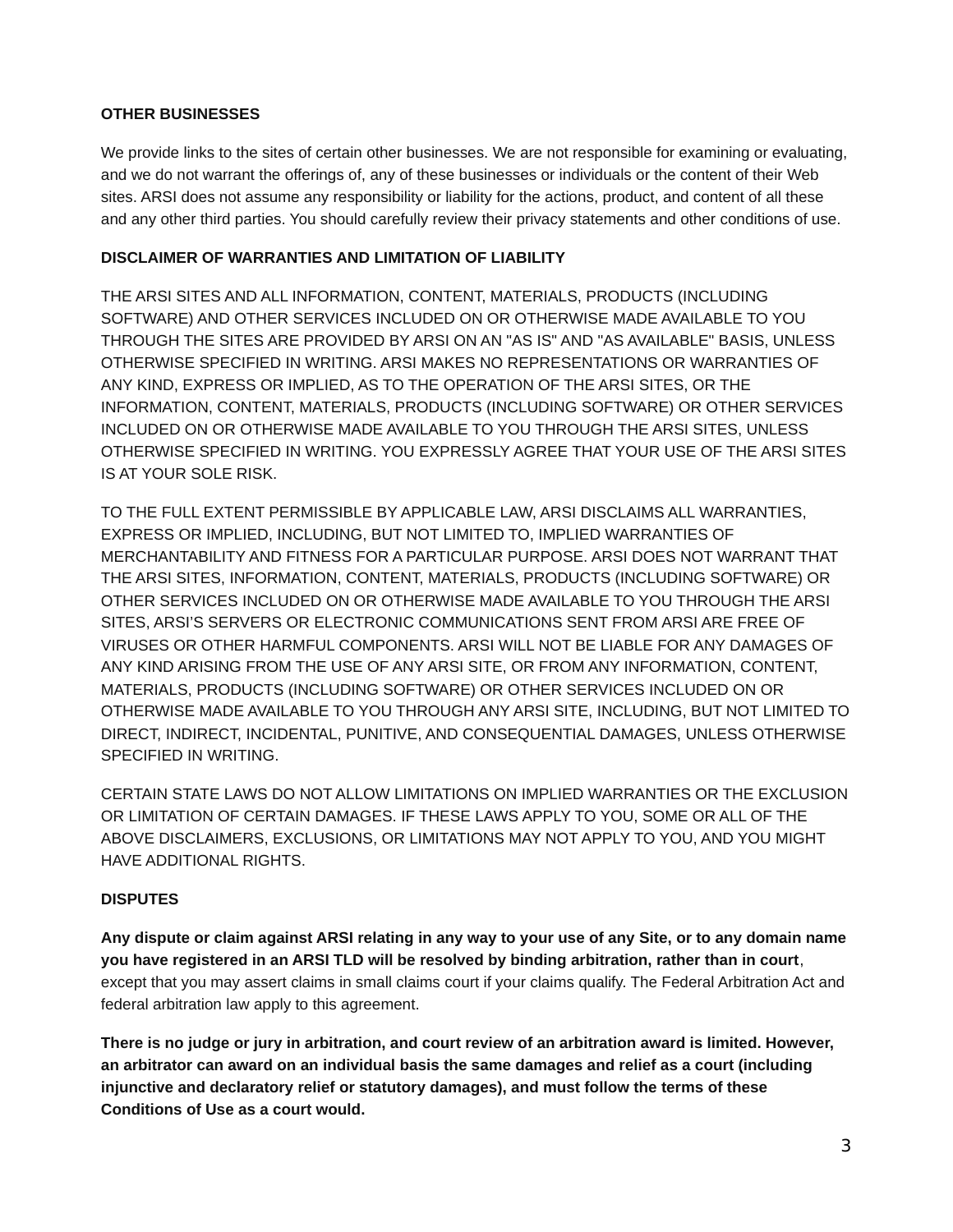**OTHER BUSINESSES**

We provide links to the sites of certain other businesses. We are not responsible for examining or evaluating, and we do not warrant the offerings of, any of these businesses or individuals or the content of their Web sites. ARSI does not assume any responsibility or liability for the actions, product, and content of all these and any other third parties. You should carefully review their privacy statements and other conditions of use.

**DISCLAIMER OF WARRANTIES AND LIMITATION OF LIABILITY**

THE ARSI SITES AND ALL INFORMATION, CONTENT, MATERIALS, PRODUCTS (INCLUDING SOFTWARE) AND OTHER SERVICES INCLUDED ON OR OTHERWISE MADE AVAILABLE TO YOU THROUGH THE SITES ARE PROVIDED BY ARSI ON AN "AS IS" AND "AS AVAILABLE" BASIS, UNLESS OTHERWISE SPECIFIED IN WRITING. ARSI MAKES NO REPRESENTATIONS OR WARRANTIES OF ANY KIND, EXPRESS OR IMPLIED, AS TO THE OPERATION OF THE ARSI SITES, OR THE INFORMATION, CONTENT, MATERIALS, PRODUCTS (INCLUDING SOFTWARE) OR OTHER SERVICES INCLUDED ON OR OTHERWISE MADE AVAILABLE TO YOU THROUGH THE ARSI SITES, UNLESS OTHERWISE SPECIFIED IN WRITING. YOU EXPRESSLY AGREE THAT YOUR USE OF THE ARSI SITES IS AT YOUR SOLE RISK.

TO THE FULL EXTENT PERMISSIBLE BY APPLICABLE LAW, ARSI DISCLAIMS ALL WARRANTIES, EXPRESS OR IMPLIED, INCLUDING, BUT NOT LIMITED TO, IMPLIED WARRANTIES OF MERCHANTABILITY AND FITNESS FOR A PARTICULAR PURPOSE. ARSI DOES NOT WARRANT THAT THE ARSI SITES, INFORMATION, CONTENT, MATERIALS, PRODUCTS (INCLUDING SOFTWARE) OR OTHER SERVICES INCLUDED ON OR OTHERWISE MADE AVAILABLE TO YOU THROUGH THE ARSI SITES, ARSI'S SERVERS OR ELECTRONIC COMMUNICATIONS SENT FROM ARSI ARE FREE OF VIRUSES OR OTHER HARMFUL COMPONENTS. ARSI WILL NOT BE LIABLE FOR ANY DAMAGES OF ANY KIND ARISING FROM THE USE OF ANY ARSI SITE, OR FROM ANY INFORMATION, CONTENT, MATERIALS, PRODUCTS (INCLUDING SOFTWARE) OR OTHER SERVICES INCLUDED ON OR OTHERWISE MADE AVAILABLE TO YOU THROUGH ANY ARSI SITE, INCLUDING, BUT NOT LIMITED TO DIRECT, INDIRECT, INCIDENTAL, PUNITIVE, AND CONSEQUENTIAL DAMAGES, UNLESS OTHERWISE SPECIFIED IN WRITING.

CERTAIN STATE LAWS DO NOT ALLOW LIMITATIONS ON IMPLIED WARRANTIES OR THE EXCLUSION OR LIMITATION OF CERTAIN DAMAGES. IF THESE LAWS APPLY TO YOU, SOME OR ALL OF THE ABOVE DISCLAIMERS, EXCLUSIONS, OR LIMITATIONS MAY NOT APPLY TO YOU, AND YOU MIGHT HAVE ADDITIONAL RIGHTS.

**DISPUTES**

**Any dispute or claim against ARSI relating in any way to your use of any Site, or to any domain name you have registered in an ARSI TLD will be resolved by binding arbitration, rather than in court**, except that you may assert claims in small claims court if your claims qualify. The Federal Arbitration Act and federal arbitration law apply to this agreement.

**There is no judge or jury in arbitration, and court review of an arbitration award is limited. However, an arbitrator can award on an individual basis the same damages and relief as a court (including injunctive and declaratory relief or statutory damages), and must follow the terms of these Conditions of Use as a court would.**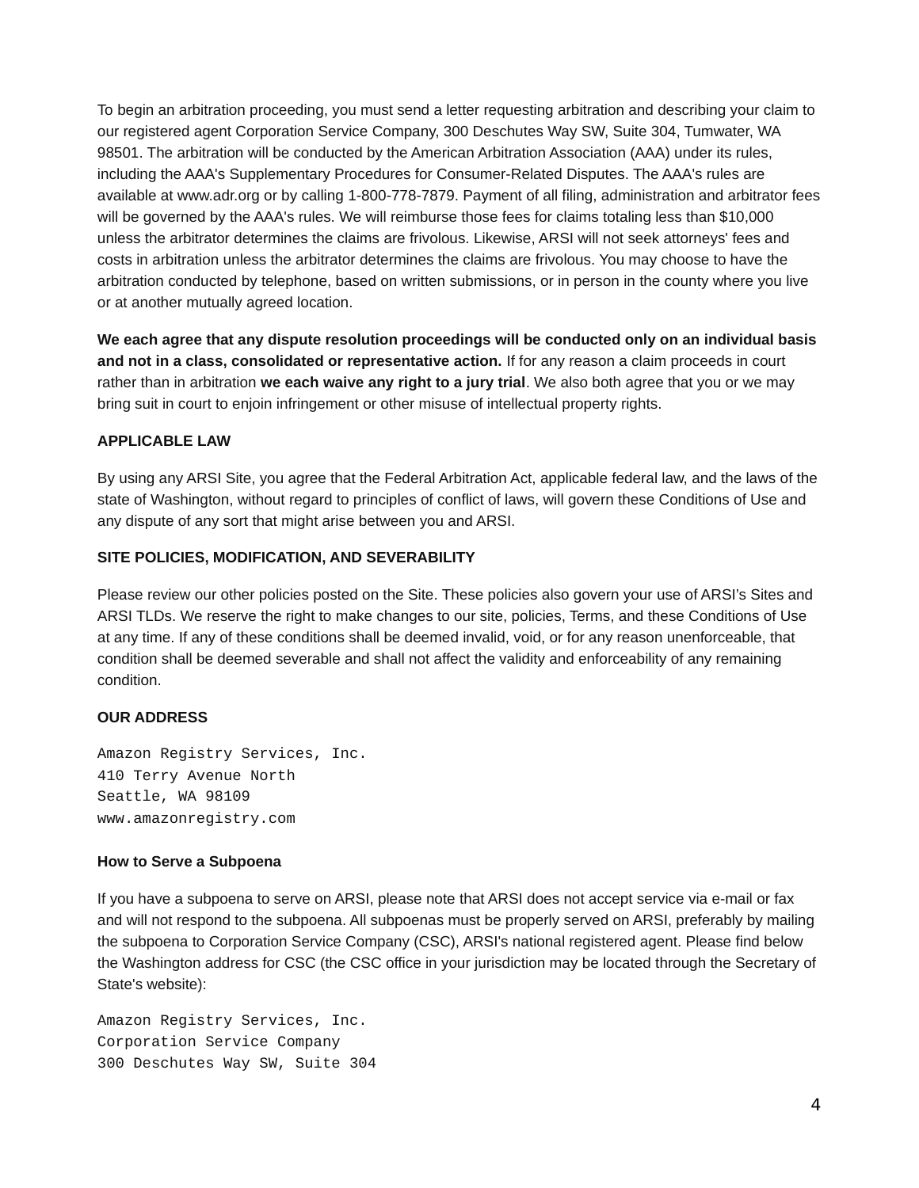To begin an arbitration proceeding, you must send a letter requesting arbitration and describing your claim to our registered agent Corporation Service Company, 300 Deschutes Way SW, Suite 304, Tumwater, WA 98501. The arbitration will be conducted by the American Arbitration Association (AAA) under its rules, including the AAA's Supplementary Procedures for Consumer-Related Disputes. The AAA's rules are available at www.adr.org or by calling 1-800-778-7879. Payment of all filing, administration and arbitrator fees will be governed by the AAA's rules. We will reimburse those fees for claims totaling less than $10,000 unless the arbitrator determines the claims are frivolous. Likewise, ARSI will not seek attorneys' fees and costs in arbitration unless the arbitrator determines the claims are frivolous. You may choose to have the arbitration conducted by telephone, based on written submissions, or in person in the county where you live or at another mutually agreed location.

**We each agree that any dispute resolution proceedings will be conducted only on an individual basis and not in a class, consolidated or representative action.** If for any reason a claim proceeds in court rather than in arbitration **we each waive any right to a jury trial**. We also both agree that you or we may bring suit in court to enjoin infringement or other misuse of intellectual property rights.

**APPLICABLE LAW**

By using any ARSI Site, you agree that the Federal Arbitration Act, applicable federal law, and the laws of the state of Washington, without regard to principles of conflict of laws, will govern these Conditions of Use and any dispute of any sort that might arise between you and ARSI.

**SITE POLICIES, MODIFICATION, AND SEVERABILITY**

Please review our other policies posted on the Site. These policies also govern your use of ARSI's Sites and ARSI TLDs. We reserve the right to make changes to our site, policies, Terms, and these Conditions of Use at any time. If any of these conditions shall be deemed invalid, void, or for any reason unenforceable, that condition shall be deemed severable and shall not affect the validity and enforceability of any remaining condition.

**OUR ADDRESS**

```
Amazon Registry Services, Inc.
410 Terry Avenue North
Seattle, WA 98109
www.amazonregistry.com
```

**How to Serve a Subpoena**

If you have a subpoena to serve on ARSI, please note that ARSI does not accept service via e-mail or fax and will not respond to the subpoena. All subpoenas must be properly served on ARSI, preferably by mailing the subpoena to Corporation Service Company (CSC), ARSI's national registered agent. Please find below the Washington address for CSC (the CSC office in your jurisdiction may be located through the Secretary of State's website):

```
Amazon Registry Services, Inc.
Corporation Service Company
300 Deschutes Way SW, Suite 304
```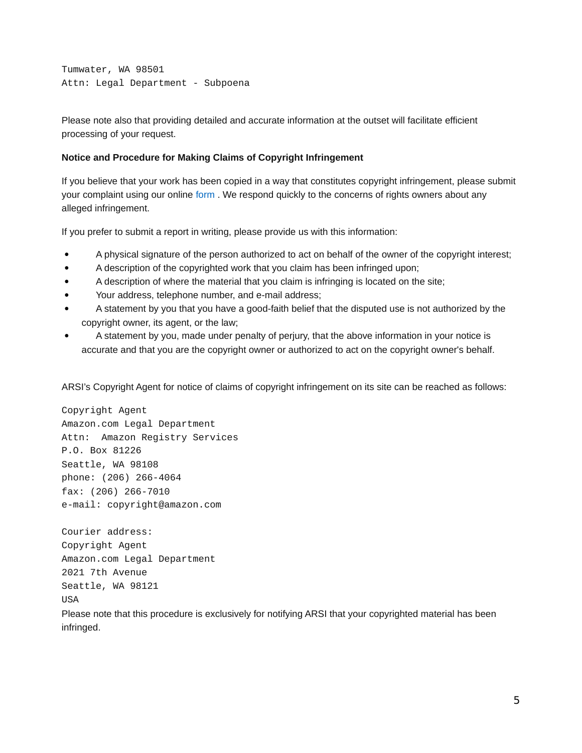```
Tumwater, WA 98501
Attn: Legal Department - Subpoena
```

Please note also that providing detailed and accurate information at the outset will facilitate efficient processing of your request.

**Notice and Procedure for Making Claims of Copyright Infringement**

If you believe that your work has been copied in a way that constitutes copyright infringement, please submit your complaint using our online form . We respond quickly to the concerns of rights owners about any alleged infringement.

If you prefer to submit a report in writing, please provide us with this information:

- A physical signature of the person authorized to act on behalf of the owner of the copyright interest;
- A description of the copyrighted work that you claim has been infringed upon;
- A description of where the material that you claim is infringing is located on the site;
- Your address, telephone number, and e-mail address;
- A statement by you that you have a good-faith belief that the disputed use is not authorized by the copyright owner, its agent, or the law;
- A statement by you, made under penalty of perjury, that the above information in your notice is accurate and that you are the copyright owner or authorized to act on the copyright owner's behalf.

ARSI's Copyright Agent for notice of claims of copyright infringement on its site can be reached as follows:

```
Copyright Agent
Amazon.com Legal Department
Attn:  Amazon Registry Services
P.O. Box 81226
Seattle, WA 98108
phone: (206) 266-4064
fax: (206) 266-7010
e-mail: copyright@amazon.com

Courier address:
Copyright Agent
Amazon.com Legal Department
2021 7th Avenue
Seattle, WA 98121
```

USA

Please note that this procedure is exclusively for notifying ARSI that your copyrighted material has been infringed.